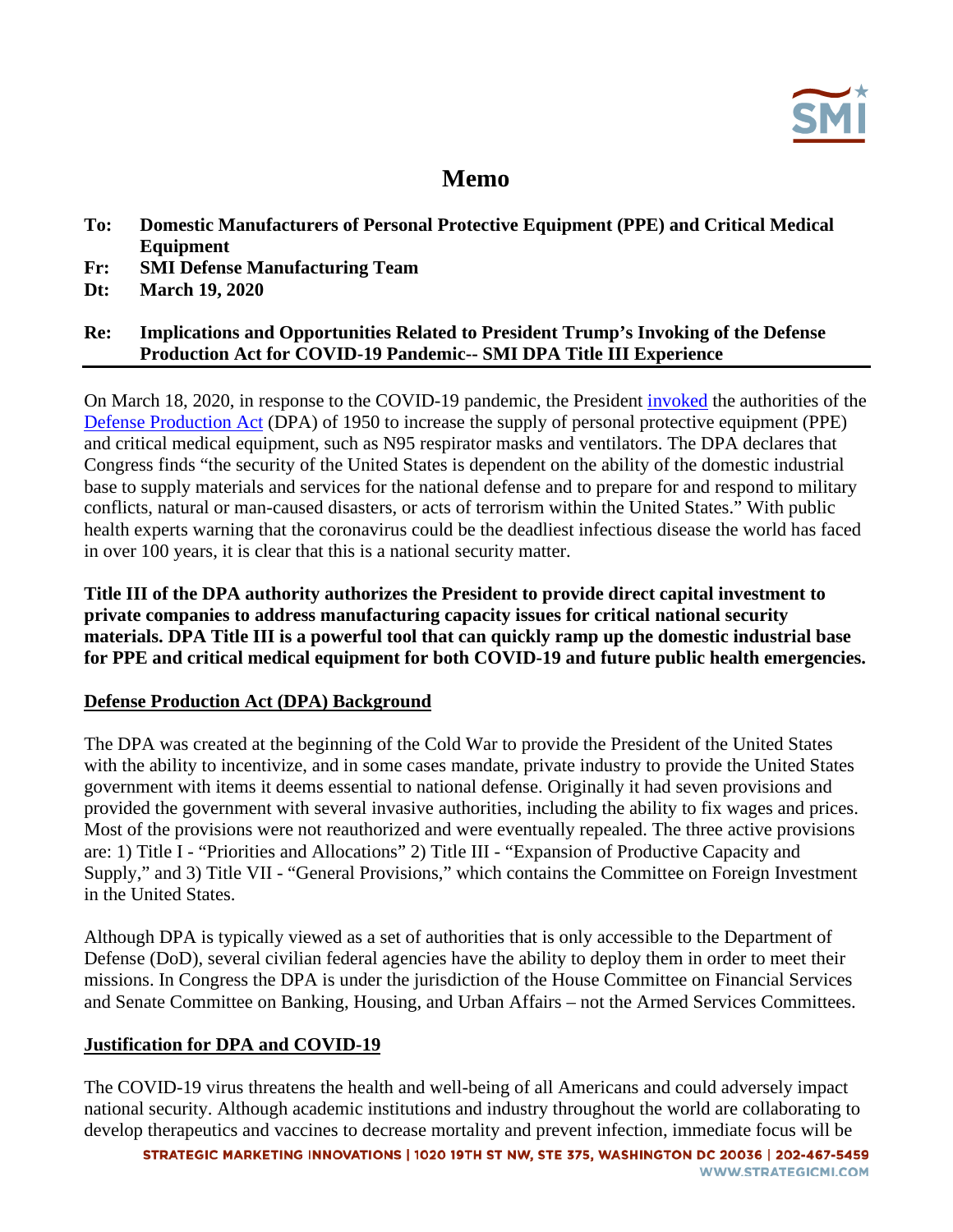# Memo

**To:** **Domestic Manufacturers of Personal Protective Equipment (PPE) and Critical Medical Equipment**
**Fr:** **SMI Defense Manufacturing Team**
**Dt:** **March 19, 2020**

**Re:** **Implications and Opportunities Related to President Trump's Invoking of the Defense Production Act for COVID-19 Pandemic-- SMI DPA Title III Experience**

---

On March 18, 2020, in response to the COVID-19 pandemic, the President invoked the authorities of the Defense Production Act (DPA) of 1950 to increase the supply of personal protective equipment (PPE) and critical medical equipment, such as N95 respirator masks and ventilators. The DPA declares that Congress finds "the security of the United States is dependent on the ability of the domestic industrial base to supply materials and services for the national defense and to prepare for and respond to military conflicts, natural or man-caused disasters, or acts of terrorism within the United States." With public health experts warning that the coronavirus could be the deadliest infectious disease the world has faced in over 100 years, it is clear that this is a national security matter.

**Title III of the DPA authority authorizes the President to provide direct capital investment to private companies to address manufacturing capacity issues for critical national security materials. DPA Title III is a powerful tool that can quickly ramp up the domestic industrial base for PPE and critical medical equipment for both COVID-19 and future public health emergencies.**

## Defense Production Act (DPA) Background

The DPA was created at the beginning of the Cold War to provide the President of the United States with the ability to incentivize, and in some cases mandate, private industry to provide the United States government with items it deems essential to national defense. Originally it had seven provisions and provided the government with several invasive authorities, including the ability to fix wages and prices. Most of the provisions were not reauthorized and were eventually repealed. The three active provisions are: 1) Title I - "Priorities and Allocations" 2) Title III - "Expansion of Productive Capacity and Supply," and 3) Title VII - "General Provisions," which contains the Committee on Foreign Investment in the United States.

Although DPA is typically viewed as a set of authorities that is only accessible to the Department of Defense (DoD), several civilian federal agencies have the ability to deploy them in order to meet their missions. In Congress the DPA is under the jurisdiction of the House Committee on Financial Services and Senate Committee on Banking, Housing, and Urban Affairs – not the Armed Services Committees.

## Justification for DPA and COVID-19

The COVID-19 virus threatens the health and well-being of all Americans and could adversely impact national security. Although academic institutions and industry throughout the world are collaborating to develop therapeutics and vaccines to decrease mortality and prevent infection, immediate focus will be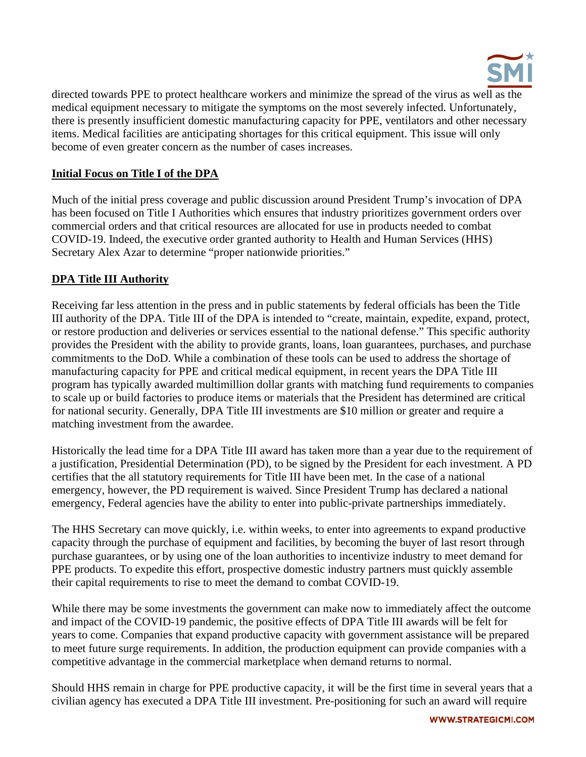directed towards PPE to protect healthcare workers and minimize the spread of the virus as well as the medical equipment necessary to mitigate the symptoms on the most severely infected. Unfortunately, there is presently insufficient domestic manufacturing capacity for PPE, ventilators and other necessary items. Medical facilities are anticipating shortages for this critical equipment. This issue will only become of even greater concern as the number of cases increases.

## Initial Focus on Title I of the DPA

Much of the initial press coverage and public discussion around President Trump's invocation of DPA has been focused on Title I Authorities which ensures that industry prioritizes government orders over commercial orders and that critical resources are allocated for use in products needed to combat COVID-19. Indeed, the executive order granted authority to Health and Human Services (HHS) Secretary Alex Azar to determine "proper nationwide priorities."

## DPA Title III Authority

Receiving far less attention in the press and in public statements by federal officials has been the Title III authority of the DPA. Title III of the DPA is intended to "create, maintain, expedite, expand, protect, or restore production and deliveries or services essential to the national defense." This specific authority provides the President with the ability to provide grants, loans, loan guarantees, purchases, and purchase commitments to the DoD. While a combination of these tools can be used to address the shortage of manufacturing capacity for PPE and critical medical equipment, in recent years the DPA Title III program has typically awarded multimillion dollar grants with matching fund requirements to companies to scale up or build factories to produce items or materials that the President has determined are critical for national security. Generally, DPA Title III investments are $10 million or greater and require a matching investment from the awardee.

Historically the lead time for a DPA Title III award has taken more than a year due to the requirement of a justification, Presidential Determination (PD), to be signed by the President for each investment. A PD certifies that the all statutory requirements for Title III have been met. In the case of a national emergency, however, the PD requirement is waived. Since President Trump has declared a national emergency, Federal agencies have the ability to enter into public-private partnerships immediately.

The HHS Secretary can move quickly, i.e. within weeks, to enter into agreements to expand productive capacity through the purchase of equipment and facilities, by becoming the buyer of last resort through purchase guarantees, or by using one of the loan authorities to incentivize industry to meet demand for PPE products. To expedite this effort, prospective domestic industry partners must quickly assemble their capital requirements to rise to meet the demand to combat COVID-19.

While there may be some investments the government can make now to immediately affect the outcome and impact of the COVID-19 pandemic, the positive effects of DPA Title III awards will be felt for years to come. Companies that expand productive capacity with government assistance will be prepared to meet future surge requirements. In addition, the production equipment can provide companies with a competitive advantage in the commercial marketplace when demand returns to normal.

Should HHS remain in charge for PPE productive capacity, it will be the first time in several years that a civilian agency has executed a DPA Title III investment. Pre-positioning for such an award will require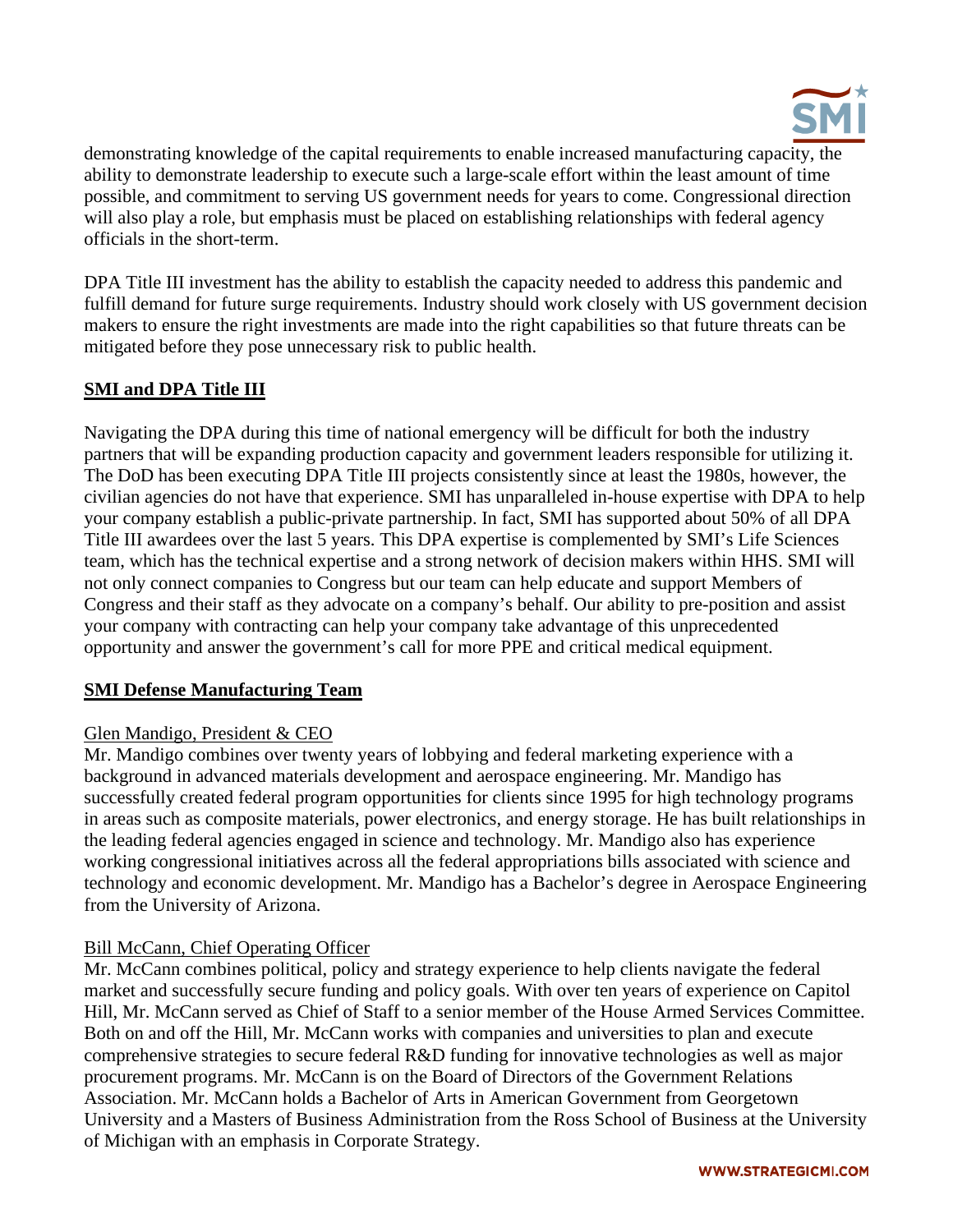demonstrating knowledge of the capital requirements to enable increased manufacturing capacity, the ability to demonstrate leadership to execute such a large-scale effort within the least amount of time possible, and commitment to serving US government needs for years to come. Congressional direction will also play a role, but emphasis must be placed on establishing relationships with federal agency officials in the short-term.

DPA Title III investment has the ability to establish the capacity needed to address this pandemic and fulfill demand for future surge requirements. Industry should work closely with US government decision makers to ensure the right investments are made into the right capabilities so that future threats can be mitigated before they pose unnecessary risk to public health.

## SMI and DPA Title III

Navigating the DPA during this time of national emergency will be difficult for both the industry partners that will be expanding production capacity and government leaders responsible for utilizing it. The DoD has been executing DPA Title III projects consistently since at least the 1980s, however, the civilian agencies do not have that experience. SMI has unparalleled in-house expertise with DPA to help your company establish a public-private partnership. In fact, SMI has supported about 50% of all DPA Title III awardees over the last 5 years. This DPA expertise is complemented by SMI's Life Sciences team, which has the technical expertise and a strong network of decision makers within HHS. SMI will not only connect companies to Congress but our team can help educate and support Members of Congress and their staff as they advocate on a company's behalf. Our ability to pre-position and assist your company with contracting can help your company take advantage of this unprecedented opportunity and answer the government's call for more PPE and critical medical equipment.

## SMI Defense Manufacturing Team

### Glen Mandigo, President & CEO

Mr. Mandigo combines over twenty years of lobbying and federal marketing experience with a background in advanced materials development and aerospace engineering. Mr. Mandigo has successfully created federal program opportunities for clients since 1995 for high technology programs in areas such as composite materials, power electronics, and energy storage. He has built relationships in the leading federal agencies engaged in science and technology. Mr. Mandigo also has experience working congressional initiatives across all the federal appropriations bills associated with science and technology and economic development. Mr. Mandigo has a Bachelor's degree in Aerospace Engineering from the University of Arizona.

### Bill McCann, Chief Operating Officer

Mr. McCann combines political, policy and strategy experience to help clients navigate the federal market and successfully secure funding and policy goals. With over ten years of experience on Capitol Hill, Mr. McCann served as Chief of Staff to a senior member of the House Armed Services Committee. Both on and off the Hill, Mr. McCann works with companies and universities to plan and execute comprehensive strategies to secure federal R&D funding for innovative technologies as well as major procurement programs. Mr. McCann is on the Board of Directors of the Government Relations Association. Mr. McCann holds a Bachelor of Arts in American Government from Georgetown University and a Masters of Business Administration from the Ross School of Business at the University of Michigan with an emphasis in Corporate Strategy.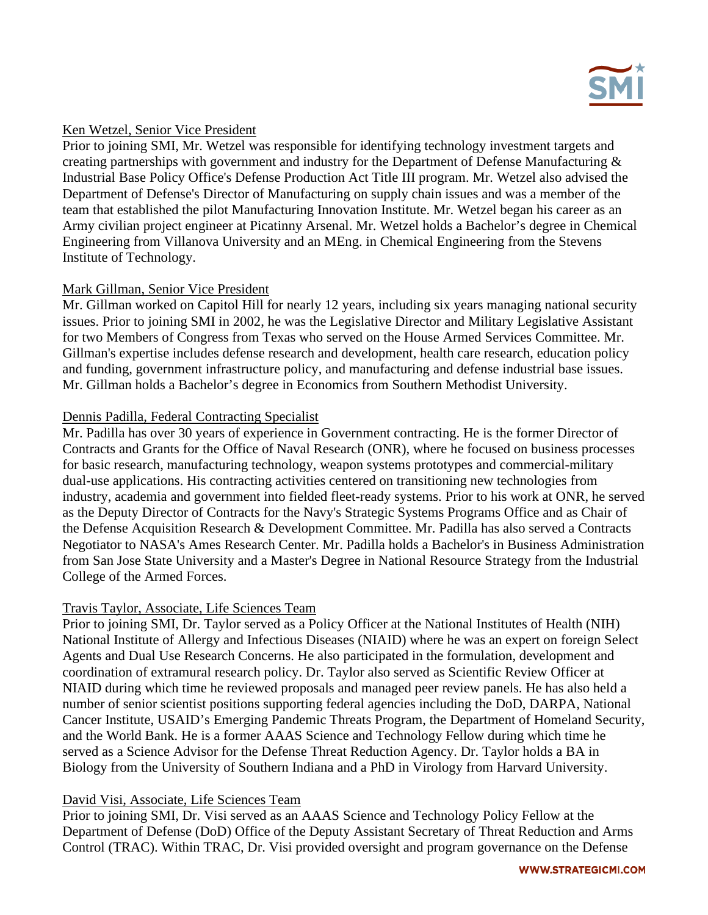Ken Wetzel, Senior Vice President

Prior to joining SMI, Mr. Wetzel was responsible for identifying technology investment targets and creating partnerships with government and industry for the Department of Defense Manufacturing & Industrial Base Policy Office's Defense Production Act Title III program. Mr. Wetzel also advised the Department of Defense's Director of Manufacturing on supply chain issues and was a member of the team that established the pilot Manufacturing Innovation Institute. Mr. Wetzel began his career as an Army civilian project engineer at Picatinny Arsenal. Mr. Wetzel holds a Bachelor's degree in Chemical Engineering from Villanova University and an MEng. in Chemical Engineering from the Stevens Institute of Technology.

Mark Gillman, Senior Vice President

Mr. Gillman worked on Capitol Hill for nearly 12 years, including six years managing national security issues. Prior to joining SMI in 2002, he was the Legislative Director and Military Legislative Assistant for two Members of Congress from Texas who served on the House Armed Services Committee. Mr. Gillman's expertise includes defense research and development, health care research, education policy and funding, government infrastructure policy, and manufacturing and defense industrial base issues. Mr. Gillman holds a Bachelor's degree in Economics from Southern Methodist University.

Dennis Padilla, Federal Contracting Specialist

Mr. Padilla has over 30 years of experience in Government contracting. He is the former Director of Contracts and Grants for the Office of Naval Research (ONR), where he focused on business processes for basic research, manufacturing technology, weapon systems prototypes and commercial-military dual-use applications. His contracting activities centered on transitioning new technologies from industry, academia and government into fielded fleet-ready systems. Prior to his work at ONR, he served as the Deputy Director of Contracts for the Navy's Strategic Systems Programs Office and as Chair of the Defense Acquisition Research & Development Committee. Mr. Padilla has also served a Contracts Negotiator to NASA's Ames Research Center. Mr. Padilla holds a Bachelor's in Business Administration from San Jose State University and a Master's Degree in National Resource Strategy from the Industrial College of the Armed Forces.

Travis Taylor, Associate, Life Sciences Team

Prior to joining SMI, Dr. Taylor served as a Policy Officer at the National Institutes of Health (NIH) National Institute of Allergy and Infectious Diseases (NIAID) where he was an expert on foreign Select Agents and Dual Use Research Concerns. He also participated in the formulation, development and coordination of extramural research policy. Dr. Taylor also served as Scientific Review Officer at NIAID during which time he reviewed proposals and managed peer review panels. He has also held a number of senior scientist positions supporting federal agencies including the DoD, DARPA, National Cancer Institute, USAID's Emerging Pandemic Threats Program, the Department of Homeland Security, and the World Bank. He is a former AAAS Science and Technology Fellow during which time he served as a Science Advisor for the Defense Threat Reduction Agency. Dr. Taylor holds a BA in Biology from the University of Southern Indiana and a PhD in Virology from Harvard University.

David Visi, Associate, Life Sciences Team

Prior to joining SMI, Dr. Visi served as an AAAS Science and Technology Policy Fellow at the Department of Defense (DoD) Office of the Deputy Assistant Secretary of Threat Reduction and Arms Control (TRAC). Within TRAC, Dr. Visi provided oversight and program governance on the Defense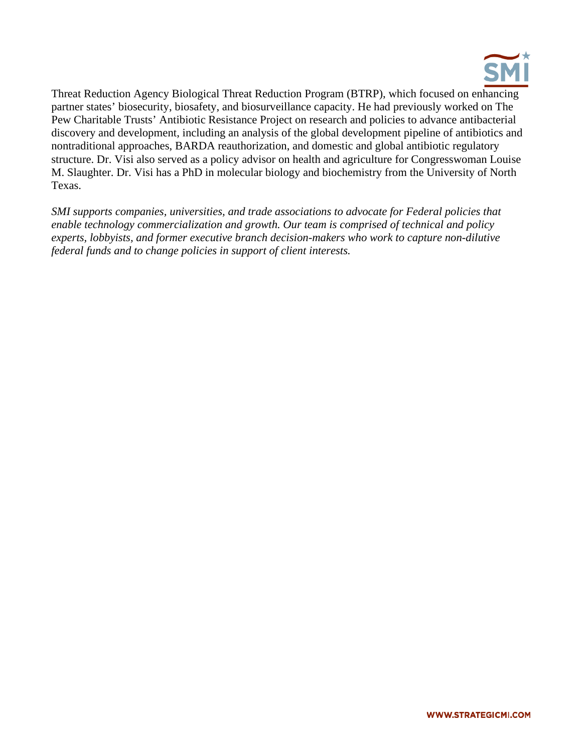Threat Reduction Agency Biological Threat Reduction Program (BTRP), which focused on enhancing partner states' biosecurity, biosafety, and biosurveillance capacity. He had previously worked on The Pew Charitable Trusts' Antibiotic Resistance Project on research and policies to advance antibacterial discovery and development, including an analysis of the global development pipeline of antibiotics and nontraditional approaches, BARDA reauthorization, and domestic and global antibiotic regulatory structure. Dr. Visi also served as a policy advisor on health and agriculture for Congresswoman Louise M. Slaughter. Dr. Visi has a PhD in molecular biology and biochemistry from the University of North Texas.

*SMI supports companies, universities, and trade associations to advocate for Federal policies that enable technology commercialization and growth. Our team is comprised of technical and policy experts, lobbyists, and former executive branch decision-makers who work to capture non-dilutive federal funds and to change policies in support of client interests.*